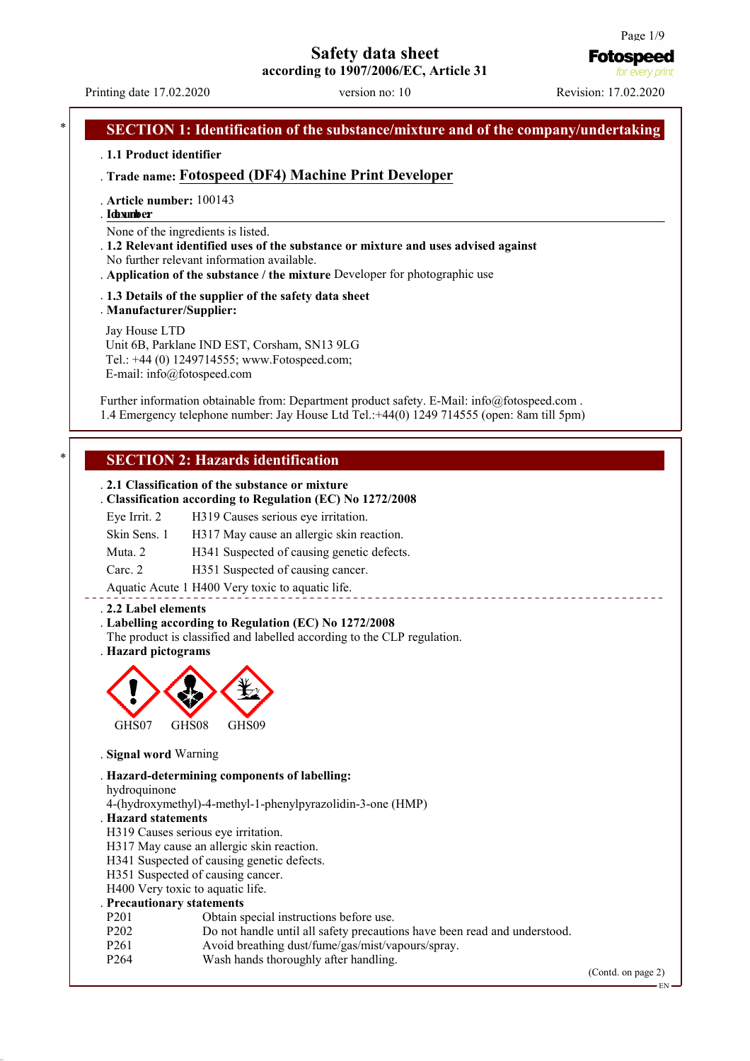# Safety data sheet

according to 1907/2006/EC, Article 31

Printing date 17.02.2020 version no: 10 Revision: 17.02.2020

## * SECTION 1: Identification of the substance/mixture and of the company/undertaking

. **1.1 Product identifier**

. **Trade name: Fotospeed (DF4) Machine Print Developer**

. **Article number:** 100143

. **Index number**

None of the ingredients is listed.

. **1.2 Relevant identified uses of the substance or mixture and uses advised against**

No further relevant information available.

. **Application of the substance / the mixture** Developer for photographic use

. **1.3 Details of the supplier of the safety data sheet**

. **Manufacturer/Supplier:**

Jay House LTD
Unit 6B, Parklane IND EST, Corsham, SN13 9LG
Tel.: +44 (0) 1249714555; www.Fotospeed.com;
E-mail: info@fotospeed.com

Further information obtainable from: Department product safety. E-Mail: info@fotospeed.com .
1.4 Emergency telephone number: Jay House Ltd Tel.:+44(0) 1249 714555 (open: 8am till 5pm)

## * SECTION 2: Hazards identification

. **2.1 Classification of the substance or mixture**

. **Classification according to Regulation (EC) No 1272/2008**

| | |
|---|---|
| Eye Irrit. 2 | H319 Causes serious eye irritation. |
| Skin Sens. 1 | H317 May cause an allergic skin reaction. |
| Muta. 2 | H341 Suspected of causing genetic defects. |
| Carc. 2 | H351 Suspected of causing cancer. |
| Aquatic Acute 1 | H400 Very toxic to aquatic life. |

. **2.2 Label elements**

. **Labelling according to Regulation (EC) No 1272/2008**

The product is classified and labelled according to the CLP regulation.

. **Hazard pictograms**

GHS07 GHS08 GHS09

. **Signal word** Warning

. **Hazard-determining components of labelling:**

hydroquinone
4-(hydroxymethyl)-4-methyl-1-phenylpyrazolidin-3-one (HMP)

. **Hazard statements**

H319 Causes serious eye irritation.
H317 May cause an allergic skin reaction.
H341 Suspected of causing genetic defects.
H351 Suspected of causing cancer.
H400 Very toxic to aquatic life.

. **Precautionary statements**

| | |
|---|---|
| P201 | Obtain special instructions before use. |
| P202 | Do not handle until all safety precautions have been read and understood. |
| P261 | Avoid breathing dust/fume/gas/mist/vapours/spray. |
| P264 | Wash hands thoroughly after handling. |

(Contd. on page 2)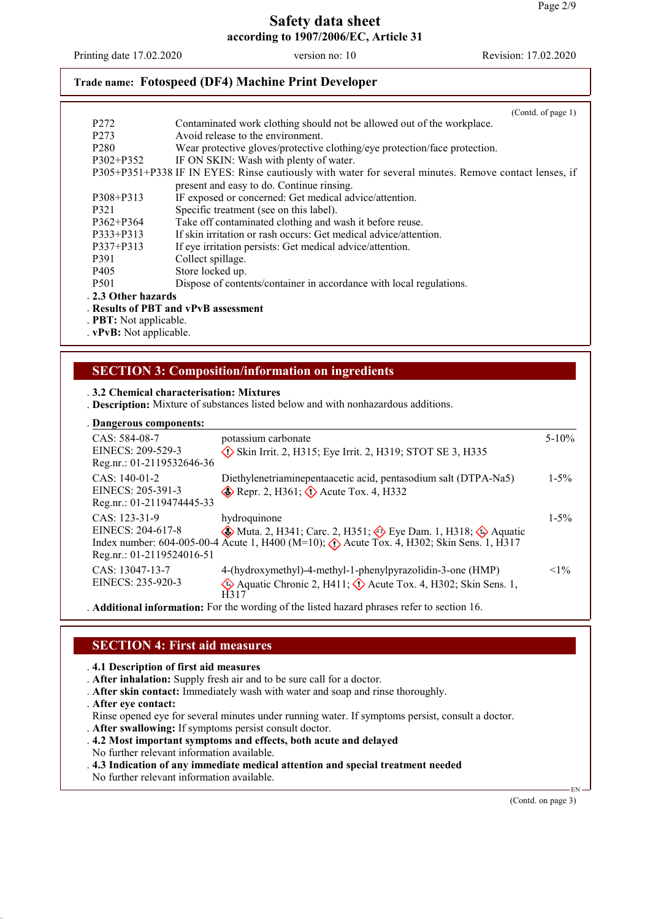# Safety data sheet
## according to 1907/2006/EC, Article 31

Printing date 17.02.2020 | version no: 10 | Revision: 17.02.2020

**Trade name: Fotospeed (DF4) Machine Print Developer**

(Contd. of page 1)

| | |
|---|---|
| P272 | Contaminated work clothing should not be allowed out of the workplace. |
| P273 | Avoid release to the environment. |
| P280 | Wear protective gloves/protective clothing/eye protection/face protection. |
| P302+P352 | IF ON SKIN: Wash with plenty of water. |
| P305+P351+P338 | IF IN EYES: Rinse cautiously with water for several minutes. Remove contact lenses, if present and easy to do. Continue rinsing. |
| P308+P313 | IF exposed or concerned: Get medical advice/attention. |
| P321 | Specific treatment (see on this label). |
| P362+P364 | Take off contaminated clothing and wash it before reuse. |
| P333+P313 | If skin irritation or rash occurs: Get medical advice/attention. |
| P337+P313 | If eye irritation persists: Get medical advice/attention. |
| P391 | Collect spillage. |
| P405 | Store locked up. |
| P501 | Dispose of contents/container in accordance with local regulations. |

- **2.3 Other hazards**
- **Results of PBT and vPvB assessment**
- **PBT:** Not applicable.
- **vPvB:** Not applicable.

## SECTION 3: Composition/information on ingredients

- **3.2 Chemical characterisation: Mixtures**
- **Description:** Mixture of substances listed below and with nonhazardous additions.

- **Dangerous components:**

| | | |
|---|---|---|
| CAS: 584-08-7<br>EINECS: 209-529-3<br>Reg.nr.: 01-2119532646-36 | potassium carbonate<br>Skin Irrit. 2, H315; Eye Irrit. 2, H319; STOT SE 3, H335 | 5-10% |
| CAS: 140-01-2<br>EINECS: 205-391-3<br>Reg.nr.: 01-2119474445-33 | Diethylenetriaminepentaacetic acid, pentasodium salt (DTPA-Na5)<br>Repr. 2, H361; Acute Tox. 4, H332 | 1-5% |
| CAS: 123-31-9<br>EINECS: 204-617-8<br>Index number: 604-005-00-4<br>Reg.nr.: 01-2119524016-51 | hydroquinone<br>Muta. 2, H341; Carc. 2, H351; Eye Dam. 1, H318; Aquatic Acute 1, H400 (M=10); Acute Tox. 4, H302; Skin Sens. 1, H317 | 1-5% |
| CAS: 13047-13-7<br>EINECS: 235-920-3 | 4-(hydroxymethyl)-4-methyl-1-phenylpyrazolidin-3-one (HMP)<br>Aquatic Chronic 2, H411; Acute Tox. 4, H302; Skin Sens. 1, H317 | <1% |

- **Additional information:** For the wording of the listed hazard phrases refer to section 16.

## SECTION 4: First aid measures

- **4.1 Description of first aid measures**
- **After inhalation:** Supply fresh air and to be sure call for a doctor.
- **After skin contact:** Immediately wash with water and soap and rinse thoroughly.
- **After eye contact:**
  Rinse opened eye for several minutes under running water. If symptoms persist, consult a doctor.
- **After swallowing:** If symptoms persist consult doctor.
- **4.2 Most important symptoms and effects, both acute and delayed**
  No further relevant information available.
- **4.3 Indication of any immediate medical attention and special treatment needed**
  No further relevant information available.

(Contd. on page 3)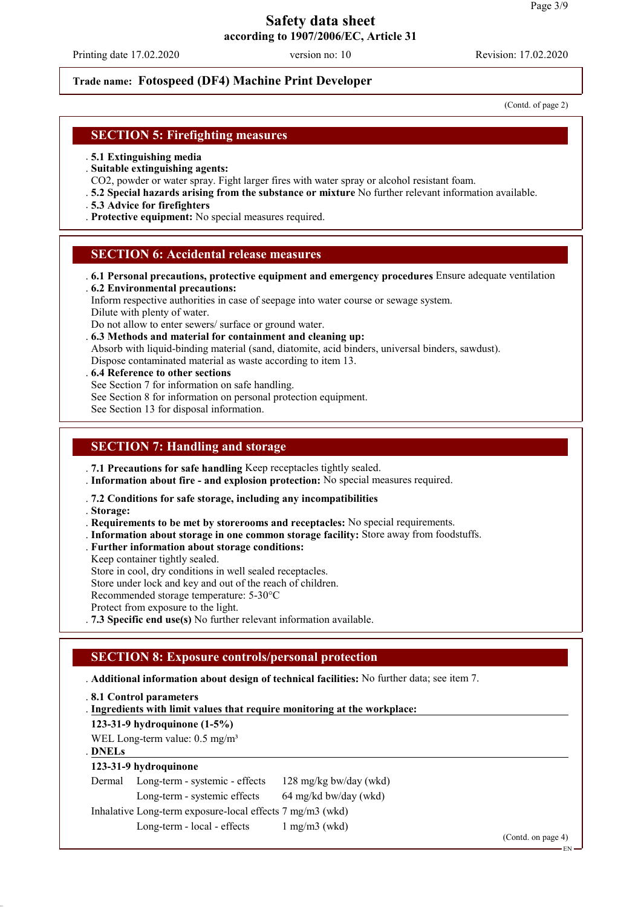Trade name: **Fotospeed (DF4) Machine Print Developer**

(Contd. of page 2)

## SECTION 5: Firefighting measures

- **5.1 Extinguishing media**
- **Suitable extinguishing agents:**
  CO2, powder or water spray. Fight larger fires with water spray or alcohol resistant foam.
- **5.2 Special hazards arising from the substance or mixture** No further relevant information available.
- **5.3 Advice for firefighters**
- **Protective equipment:** No special measures required.

## SECTION 6: Accidental release measures

- **6.1 Personal precautions, protective equipment and emergency procedures** Ensure adequate ventilation
- **6.2 Environmental precautions:**
  Inform respective authorities in case of seepage into water course or sewage system.
  Dilute with plenty of water.
  Do not allow to enter sewers/ surface or ground water.
- **6.3 Methods and material for containment and cleaning up:**
  Absorb with liquid-binding material (sand, diatomite, acid binders, universal binders, sawdust).
  Dispose contaminated material as waste according to item 13.
- **6.4 Reference to other sections**
  See Section 7 for information on safe handling.
  See Section 8 for information on personal protection equipment.
  See Section 13 for disposal information.

## SECTION 7: Handling and storage

- **7.1 Precautions for safe handling** Keep receptacles tightly sealed.
- **Information about fire - and explosion protection:** No special measures required.
- **7.2 Conditions for safe storage, including any incompatibilities**
- **Storage:**
- **Requirements to be met by storerooms and receptacles:** No special requirements.
- **Information about storage in one common storage facility:** Store away from foodstuffs.
- **Further information about storage conditions:**
  Keep container tightly sealed.
  Store in cool, dry conditions in well sealed receptacles.
  Store under lock and key and out of the reach of children.
  Recommended storage temperature: 5-30°C
  Protect from exposure to the light.
- **7.3 Specific end use(s)** No further relevant information available.

## SECTION 8: Exposure controls/personal protection

- **Additional information about design of technical facilities:** No further data; see item 7.
- **8.1 Control parameters**
- **Ingredients with limit values that require monitoring at the workplace:**

**123-31-9 hydroquinone (1-5%)**

WEL Long-term value: 0.5 mg/m³

- **DNELs**

**123-31-9 hydroquinone**

| | | |
|---|---|---|
| Dermal | Long-term - systemic - effects | 128 mg/kg bw/day (wkd) |
| | Long-term - systemic effects | 64 mg/kd bw/day (wkd) |
| Inhalative | Long-term exposure-local effects | 7 mg/m3 (wkd) |
| | Long-term - local - effects | 1 mg/m3 (wkd) |

(Contd. on page 4)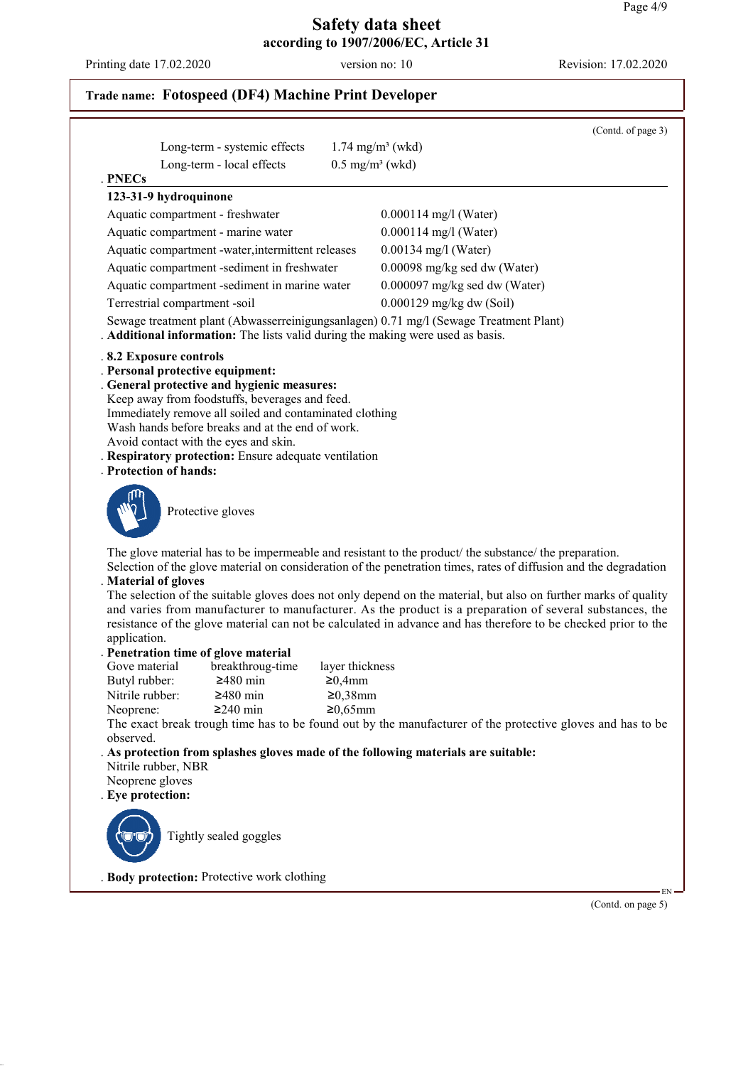# Safety data sheet
**according to 1907/2006/EC, Article 31**

Printing date 17.02.2020 | version no: 10 | Revision: 17.02.2020

**Trade name: Fotospeed (DF4) Machine Print Developer**

(Contd. of page 3)

| | |
|---|---|
| Long-term - systemic effects | 1.74 mg/m³ (wkd) |
| Long-term - local effects | 0.5 mg/m³ (wkd) |

**. PNECs**

**123-31-9 hydroquinone**

| | |
|---|---|
| Aquatic compartment - freshwater | 0.000114 mg/l (Water) |
| Aquatic compartment - marine water | 0.000114 mg/l (Water) |
| Aquatic compartment -water,intermittent releases | 0.00134 mg/l (Water) |
| Aquatic compartment -sediment in freshwater | 0.00098 mg/kg sed dw (Water) |
| Aquatic compartment -sediment in marine water | 0.000097 mg/kg sed dw (Water) |
| Terrestrial compartment -soil | 0.000129 mg/kg dw (Soil) |

Sewage treatment plant (Abwasserreinigungsanlagen) 0.71 mg/l (Sewage Treatment Plant)

**. Additional information:** The lists valid during the making were used as basis.

**. 8.2 Exposure controls**

**. Personal protective equipment:**

**. General protective and hygienic measures:**

Keep away from foodstuffs, beverages and feed.
Immediately remove all soiled and contaminated clothing
Wash hands before breaks and at the end of work.
Avoid contact with the eyes and skin.

**. Respiratory protection:** Ensure adequate ventilation

**. Protection of hands:**

Protective gloves

The glove material has to be impermeable and resistant to the product/ the substance/ the preparation.
Selection of the glove material on consideration of the penetration times, rates of diffusion and the degradation

**. Material of gloves**

The selection of the suitable gloves does not only depend on the material, but also on further marks of quality and varies from manufacturer to manufacturer. As the product is a preparation of several substances, the resistance of the glove material can not be calculated in advance and has therefore to be checked prior to the application.

**. Penetration time of glove material**

| Gove material | breakthroug-time | layer thickness |
|---|---|---|
| Butyl rubber: | ≥480 min | ≥0,4mm |
| Nitrile rubber: | ≥480 min | ≥0,38mm |
| Neoprene: | ≥240 min | ≥0,65mm |

The exact break trough time has to be found out by the manufacturer of the protective gloves and has to be observed.

**. As protection from splashes gloves made of the following materials are suitable:**

Nitrile rubber, NBR
Neoprene gloves

**. Eye protection:**

Tightly sealed goggles

**. Body protection:** Protective work clothing

(Contd. on page 5)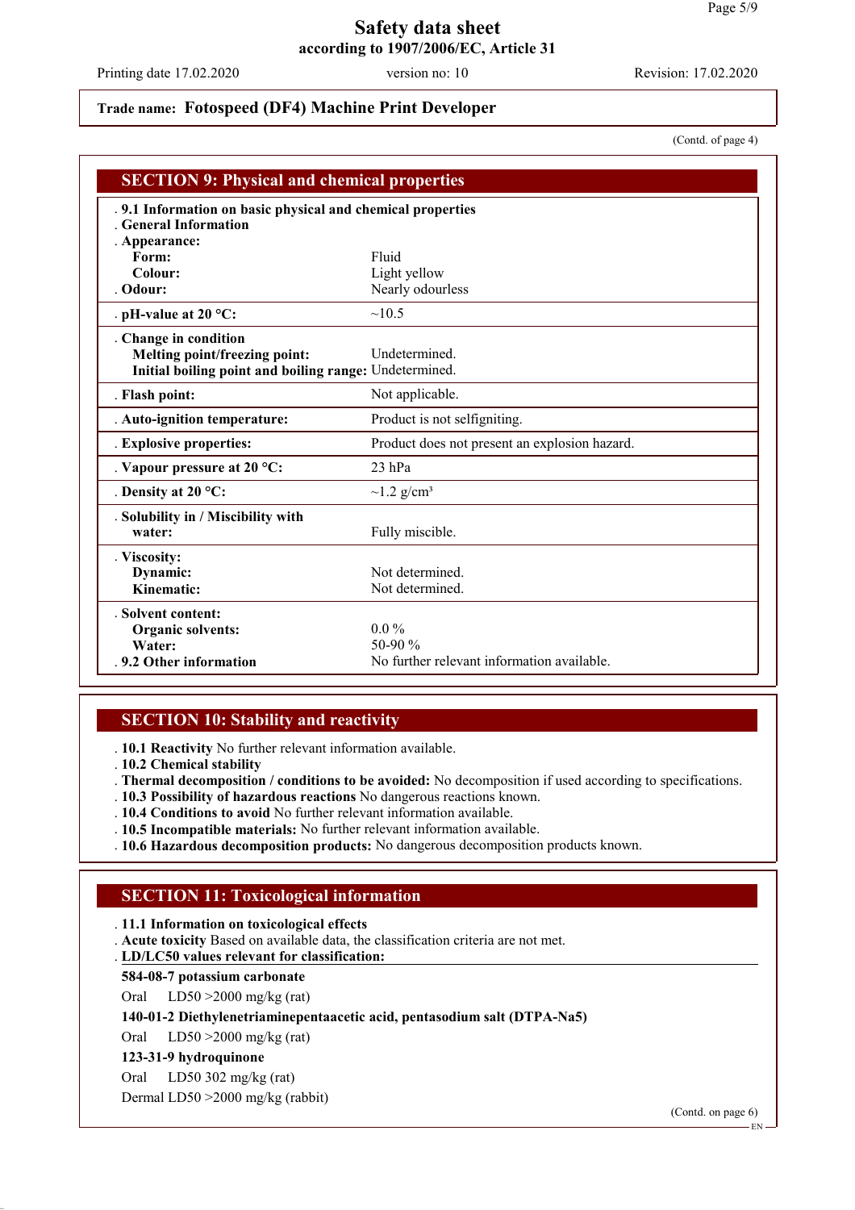Trade name: **Fotospeed (DF4) Machine Print Developer**

(Contd. of page 4)

## SECTION 9: Physical and chemical properties

| | |
|---|---|
| **. 9.1 Information on basic physical and chemical properties** | |
| **. General Information** | |
| **. Appearance:** | |
| **Form:** | Fluid |
| **Colour:** | Light yellow |
| **. Odour:** | Nearly odourless |
| **. pH-value at 20 °C:** | ~10.5 |
| **. Change in condition** | |
| **Melting point/freezing point:** | Undetermined. |
| **Initial boiling point and boiling range:** | Undetermined. |
| **. Flash point:** | Not applicable. |
| **. Auto-ignition temperature:** | Product is not selfigniting. |
| **. Explosive properties:** | Product does not present an explosion hazard. |
| **. Vapour pressure at 20 °C:** | 23 hPa |
| **. Density at 20 °C:** | ~1.2 g/cm³ |
| **. Solubility in / Miscibility with water:** | Fully miscible. |
| **. Viscosity:** | |
| **Dynamic:** | Not determined. |
| **Kinematic:** | Not determined. |
| **. Solvent content:** | |
| **Organic solvents:** | 0.0 % |
| **Water:** | 50-90 % |
| **. 9.2 Other information** | No further relevant information available. |

## SECTION 10: Stability and reactivity

. **10.1 Reactivity** No further relevant information available.
. **10.2 Chemical stability**
. **Thermal decomposition / conditions to be avoided:** No decomposition if used according to specifications.
. **10.3 Possibility of hazardous reactions** No dangerous reactions known.
. **10.4 Conditions to avoid** No further relevant information available.
. **10.5 Incompatible materials:** No further relevant information available.
. **10.6 Hazardous decomposition products:** No dangerous decomposition products known.

## SECTION 11: Toxicological information

. **11.1 Information on toxicological effects**
. **Acute toxicity** Based on available data, the classification criteria are not met.
. **LD/LC50 values relevant for classification:**

**584-08-7 potassium carbonate**

Oral LD50 >2000 mg/kg (rat)

**140-01-2 Diethylenetriaminepentaacetic acid, pentasodium salt (DTPA-Na5)**

Oral LD50 >2000 mg/kg (rat)

**123-31-9 hydroquinone**

Oral LD50 302 mg/kg (rat)

Dermal LD50 >2000 mg/kg (rabbit)

(Contd. on page 6)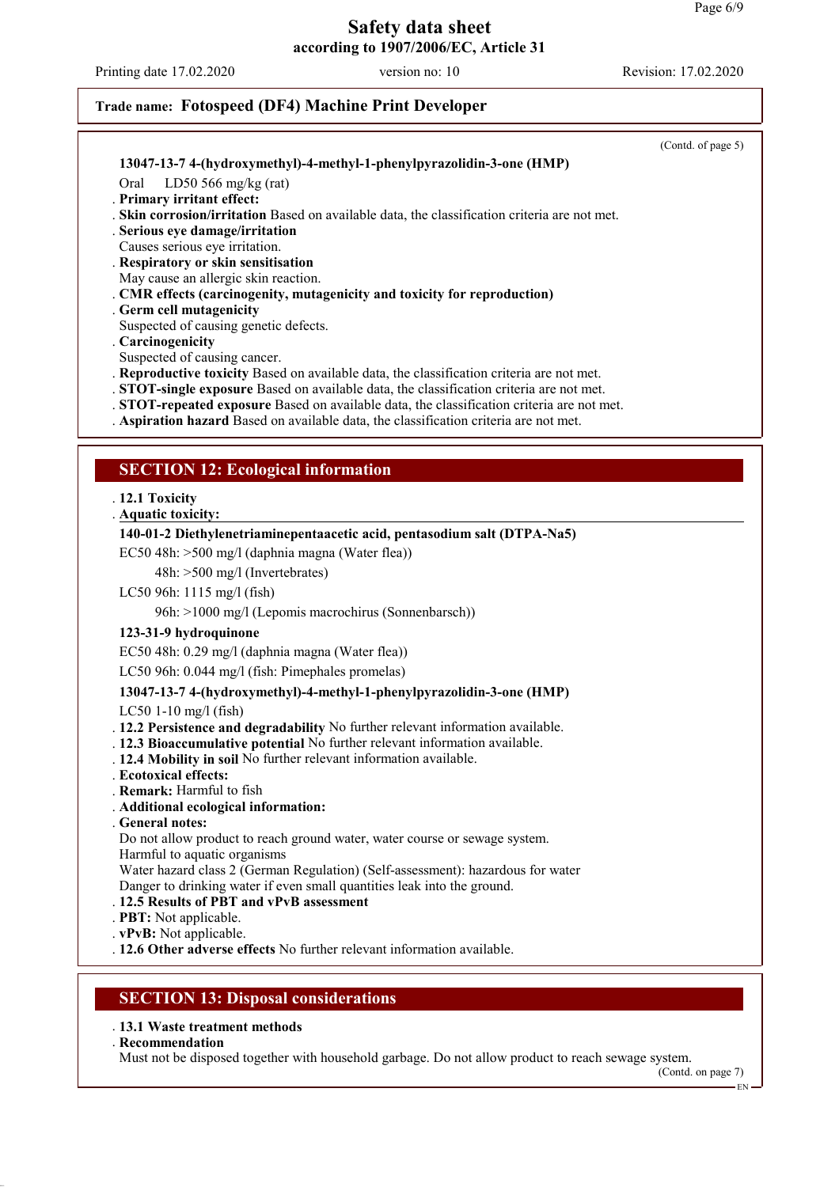**Trade name: Fotospeed (DF4) Machine Print Developer**

(Contd. of page 5)

**13047-13-7 4-(hydroxymethyl)-4-methyl-1-phenylpyrazolidin-3-one (HMP)**

Oral LD50 566 mg/kg (rat)

- **Primary irritant effect:**
- **Skin corrosion/irritation** Based on available data, the classification criteria are not met.
- **Serious eye damage/irritation**
  Causes serious eye irritation.
- **Respiratory or skin sensitisation**
  May cause an allergic skin reaction.
- **CMR effects (carcinogenity, mutagenicity and toxicity for reproduction)**
- **Germ cell mutagenicity**
  Suspected of causing genetic defects.
- **Carcinogenicity**
  Suspected of causing cancer.
- **Reproductive toxicity** Based on available data, the classification criteria are not met.
- **STOT-single exposure** Based on available data, the classification criteria are not met.
- **STOT-repeated exposure** Based on available data, the classification criteria are not met.
- **Aspiration hazard** Based on available data, the classification criteria are not met.

## SECTION 12: Ecological information

- **12.1 Toxicity**
- **Aquatic toxicity:**

**140-01-2 Diethylenetriaminepentaacetic acid, pentasodium salt (DTPA-Na5)**

EC50 48h: >500 mg/l (daphnia magna (Water flea))

48h: >500 mg/l (Invertebrates)

LC50 96h: 1115 mg/l (fish)

96h: >1000 mg/l (Lepomis macrochirus (Sonnenbarsch))

**123-31-9 hydroquinone**

EC50 48h: 0.29 mg/l (daphnia magna (Water flea))

LC50 96h: 0.044 mg/l (fish: Pimephales promelas)

**13047-13-7 4-(hydroxymethyl)-4-methyl-1-phenylpyrazolidin-3-one (HMP)**

LC50 1-10 mg/l (fish)

- **12.2 Persistence and degradability** No further relevant information available.
- **12.3 Bioaccumulative potential** No further relevant information available.
- **12.4 Mobility in soil** No further relevant information available.
- **Ecotoxical effects:**
- **Remark:** Harmful to fish
- **Additional ecological information:**
- **General notes:**
  Do not allow product to reach ground water, water course or sewage system.
  Harmful to aquatic organisms
  Water hazard class 2 (German Regulation) (Self-assessment): hazardous for water
  Danger to drinking water if even small quantities leak into the ground.
- **12.5 Results of PBT and vPvB assessment**
- **PBT:** Not applicable.
- **vPvB:** Not applicable.
- **12.6 Other adverse effects** No further relevant information available.

## SECTION 13: Disposal considerations

- **13.1 Waste treatment methods**
- **Recommendation**
  Must not be disposed together with household garbage. Do not allow product to reach sewage system.

(Contd. on page 7)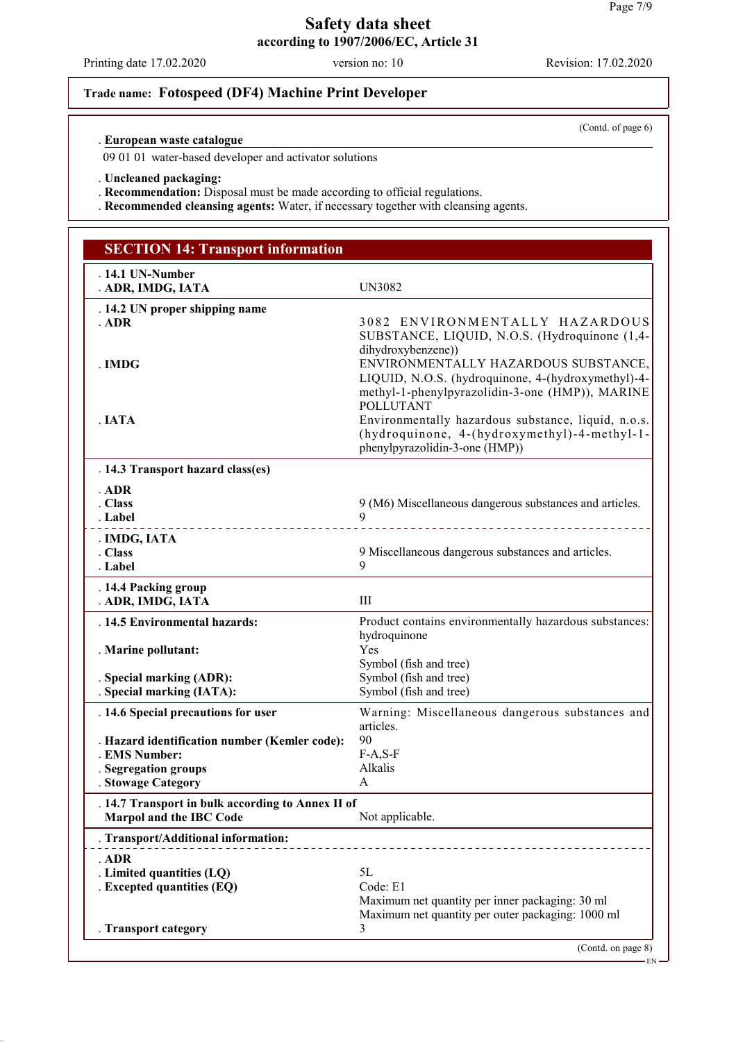**Safety data sheet**
**according to 1907/2006/EC, Article 31**

Printing date 17.02.2020 | version no: 10 | Revision: 17.02.2020

**Trade name: Fotospeed (DF4) Machine Print Developer**

(Contd. of page 6)

. **European waste catalogue**

09 01 01 water-based developer and activator solutions

. **Uncleaned packaging:**
. **Recommendation:** Disposal must be made according to official regulations.
. **Recommended cleansing agents:** Water, if necessary together with cleansing agents.

## SECTION 14: Transport information

| | |
|---|---|
| . **14.1 UN-Number** | |
| . **ADR, IMDG, IATA** | UN3082 |
| . **14.2 UN proper shipping name** | |
| . **ADR** | 3082 ENVIRONMENTALLY HAZARDOUS SUBSTANCE, LIQUID, N.O.S. (Hydroquinone (1,4-dihydroxybenzene)) |
| . **IMDG** | ENVIRONMENTALLY HAZARDOUS SUBSTANCE, LIQUID, N.O.S. (hydroquinone, 4-(hydroxymethyl)-4-methyl-1-phenylpyrazolidin-3-one (HMP)), MARINE POLLUTANT |
| . **IATA** | Environmentally hazardous substance, liquid, n.o.s. (hydroquinone, 4-(hydroxymethyl)-4-methyl-1-phenylpyrazolidin-3-one (HMP)) |
| . **14.3 Transport hazard class(es)** | |
| . **ADR** | |
| . **Class** | 9 (M6) Miscellaneous dangerous substances and articles. |
| . **Label** | 9 |
| . **IMDG, IATA** | |
| . **Class** | 9 Miscellaneous dangerous substances and articles. |
| . **Label** | 9 |
| . **14.4 Packing group** | |
| . **ADR, IMDG, IATA** | III |
| . **14.5 Environmental hazards:** | Product contains environmentally hazardous substances: hydroquinone |
| . **Marine pollutant:** | Yes<br>Symbol (fish and tree) |
| . **Special marking (ADR):** | Symbol (fish and tree) |
| . **Special marking (IATA):** | Symbol (fish and tree) |
| . **14.6 Special precautions for user** | Warning: Miscellaneous dangerous substances and articles. |
| . **Hazard identification number (Kemler code):** | 90 |
| . **EMS Number:** | F-A,S-F |
| . **Segregation groups** | Alkalis |
| . **Stowage Category** | A |
| . **14.7 Transport in bulk according to Annex II of Marpol and the IBC Code** | Not applicable. |
| . **Transport/Additional information:** | |
| . **ADR** | |
| . **Limited quantities (LQ)** | 5L |
| . **Excepted quantities (EQ)** | Code: E1<br>Maximum net quantity per inner packaging: 30 ml<br>Maximum net quantity per outer packaging: 1000 ml |
| . **Transport category** | 3 |

(Contd. on page 8)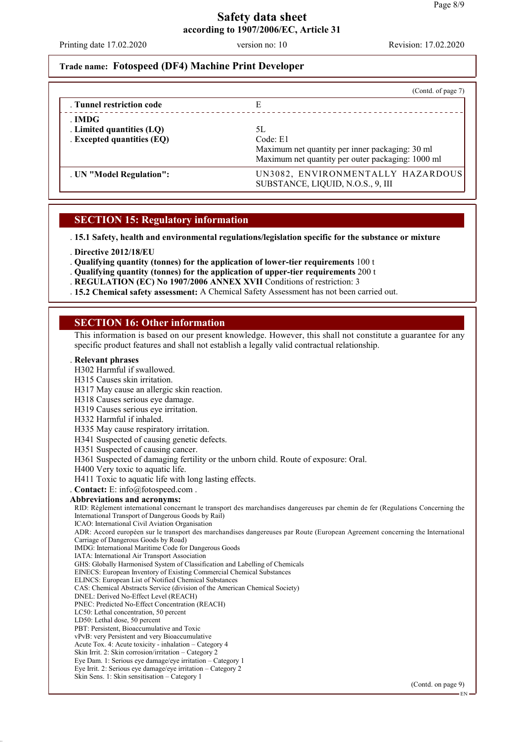**Trade name: Fotospeed (DF4) Machine Print Developer**

(Contd. of page 7)

| | |
|---|---|
| . **Tunnel restriction code** | E |
| . **IMDG** | |
| . **Limited quantities (LQ)** | 5L |
| . **Excepted quantities (EQ)** | Code: E1<br>Maximum net quantity per inner packaging: 30 ml<br>Maximum net quantity per outer packaging: 1000 ml |
| . **UN "Model Regulation":** | UN3082, ENVIRONMENTALLY HAZARDOUS SUBSTANCE, LIQUID, N.O.S., 9, III |

## SECTION 15: Regulatory information

. **15.1 Safety, health and environmental regulations/legislation specific for the substance or mixture**

. **Directive 2012/18/EU**
. **Qualifying quantity (tonnes) for the application of lower-tier requirements** 100 t
. **Qualifying quantity (tonnes) for the application of upper-tier requirements** 200 t
. **REGULATION (EC) No 1907/2006 ANNEX XVII** Conditions of restriction: 3
. **15.2 Chemical safety assessment:** A Chemical Safety Assessment has not been carried out.

## SECTION 16: Other information

This information is based on our present knowledge. However, this shall not constitute a guarantee for any specific product features and shall not establish a legally valid contractual relationship.

. **Relevant phrases**
H302 Harmful if swallowed.
H315 Causes skin irritation.
H317 May cause an allergic skin reaction.
H318 Causes serious eye damage.
H319 Causes serious eye irritation.
H332 Harmful if inhaled.
H335 May cause respiratory irritation.
H341 Suspected of causing genetic defects.
H351 Suspected of causing cancer.
H361 Suspected of damaging fertility or the unborn child. Route of exposure: Oral.
H400 Very toxic to aquatic life.
H411 Toxic to aquatic life with long lasting effects.
. **Contact:** E: info@fotospeed.com .

**Abbreviations and acronyms:**
RID: Règlement international concernant le transport des marchandises dangereuses par chemin de fer (Regulations Concerning the International Transport of Dangerous Goods by Rail)
ICAO: International Civil Aviation Organisation
ADR: Accord européen sur le transport des marchandises dangereuses par Route (European Agreement concerning the International Carriage of Dangerous Goods by Road)
IMDG: International Maritime Code for Dangerous Goods
IATA: International Air Transport Association
GHS: Globally Harmonised System of Classification and Labelling of Chemicals
EINECS: European Inventory of Existing Commercial Chemical Substances
ELINCS: European List of Notified Chemical Substances
CAS: Chemical Abstracts Service (division of the American Chemical Society)
DNEL: Derived No-Effect Level (REACH)
PNEC: Predicted No-Effect Concentration (REACH)
LC50: Lethal concentration, 50 percent
LD50: Lethal dose, 50 percent
PBT: Persistent, Bioaccumulative and Toxic
vPvB: very Persistent and very Bioaccumulative
Acute Tox. 4: Acute toxicity - inhalation – Category 4
Skin Irrit. 2: Skin corrosion/irritation – Category 2
Eye Dam. 1: Serious eye damage/eye irritation – Category 1
Eye Irrit. 2: Serious eye damage/eye irritation – Category 2
Skin Sens. 1: Skin sensitisation – Category 1

(Contd. on page 9)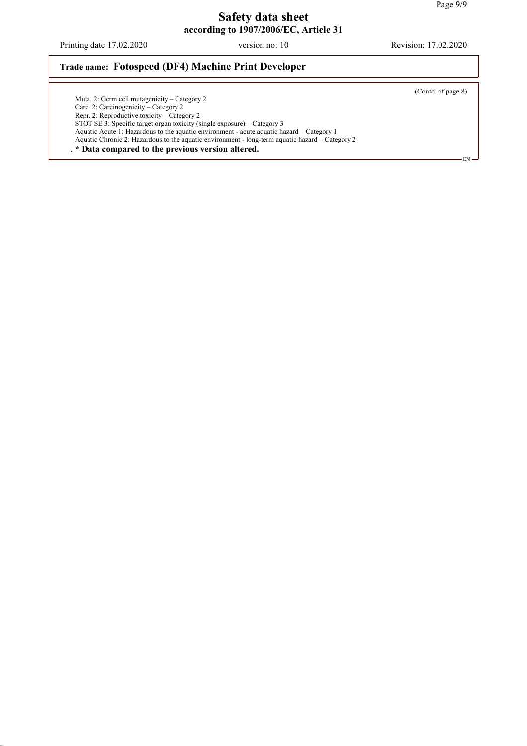(Contd. of page 8)

Muta. 2: Germ cell mutagenicity – Category 2
Carc. 2: Carcinogenicity – Category 2
Repr. 2: Reproductive toxicity – Category 2
STOT SE 3: Specific target organ toxicity (single exposure) – Category 3
Aquatic Acute 1: Hazardous to the aquatic environment - acute aquatic hazard – Category 1
Aquatic Chronic 2: Hazardous to the aquatic environment - long-term aquatic hazard – Category 2

**\* Data compared to the previous version altered.**